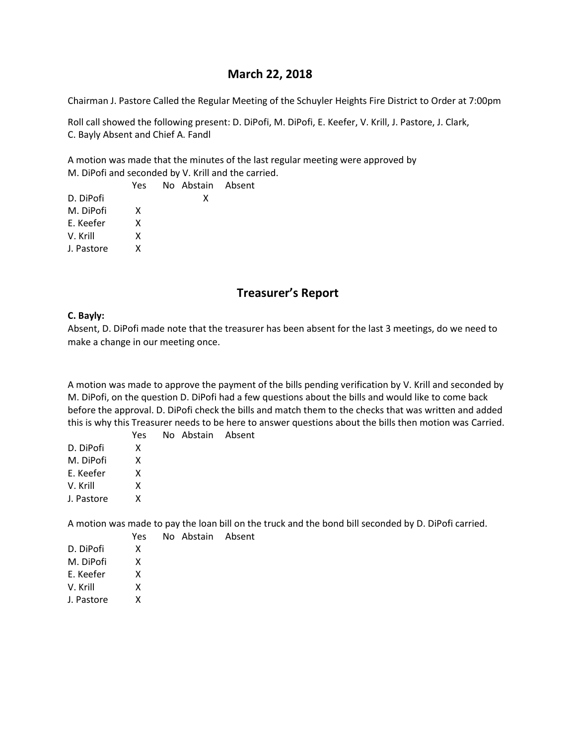# March 22, 2018

Chairman J. Pastore Called the Regular Meeting of the Schuyler Heights Fire District to Order at 7:00pm

Roll call showed the following present: D. DiPofi, M. DiPofi, E. Keefer, V. Krill, J. Pastore, J. Clark, C. Bayly Absent and Chief A. Fandl

A motion was made that the minutes of the last regular meeting were approved by M. DiPofi and seconded by V. Krill and the carried.

| | Yes | No | Abstain | Absent |
|---|---|---|---|---|
| D. DiPofi | | | X | |
| M. DiPofi | X | | | |
| E. Keefer | X | | | |
| V. Krill | X | | | |
| J. Pastore | X | | | |

## Treasurer's Report

**C. Bayly:**
Absent, D. DiPofi made note that the treasurer has been absent for the last 3 meetings, do we need to make a change in our meeting once.

A motion was made to approve the payment of the bills pending verification by V. Krill and seconded by M. DiPofi, on the question D. DiPofi had a few questions about the bills and would like to come back before the approval. D. DiPofi check the bills and match them to the checks that was written and added this is why this Treasurer needs to be here to answer questions about the bills then motion was Carried.

| | Yes | No | Abstain | Absent |
|---|---|---|---|---|
| D. DiPofi | X | | | |
| M. DiPofi | X | | | |
| E. Keefer | X | | | |
| V. Krill | X | | | |
| J. Pastore | X | | | |

A motion was made to pay the loan bill on the truck and the bond bill seconded by D. DiPofi carried.

| | Yes | No | Abstain | Absent |
|---|---|---|---|---|
| D. DiPofi | X | | | |
| M. DiPofi | X | | | |
| E. Keefer | X | | | |
| V. Krill | X | | | |
| J. Pastore | X | | | |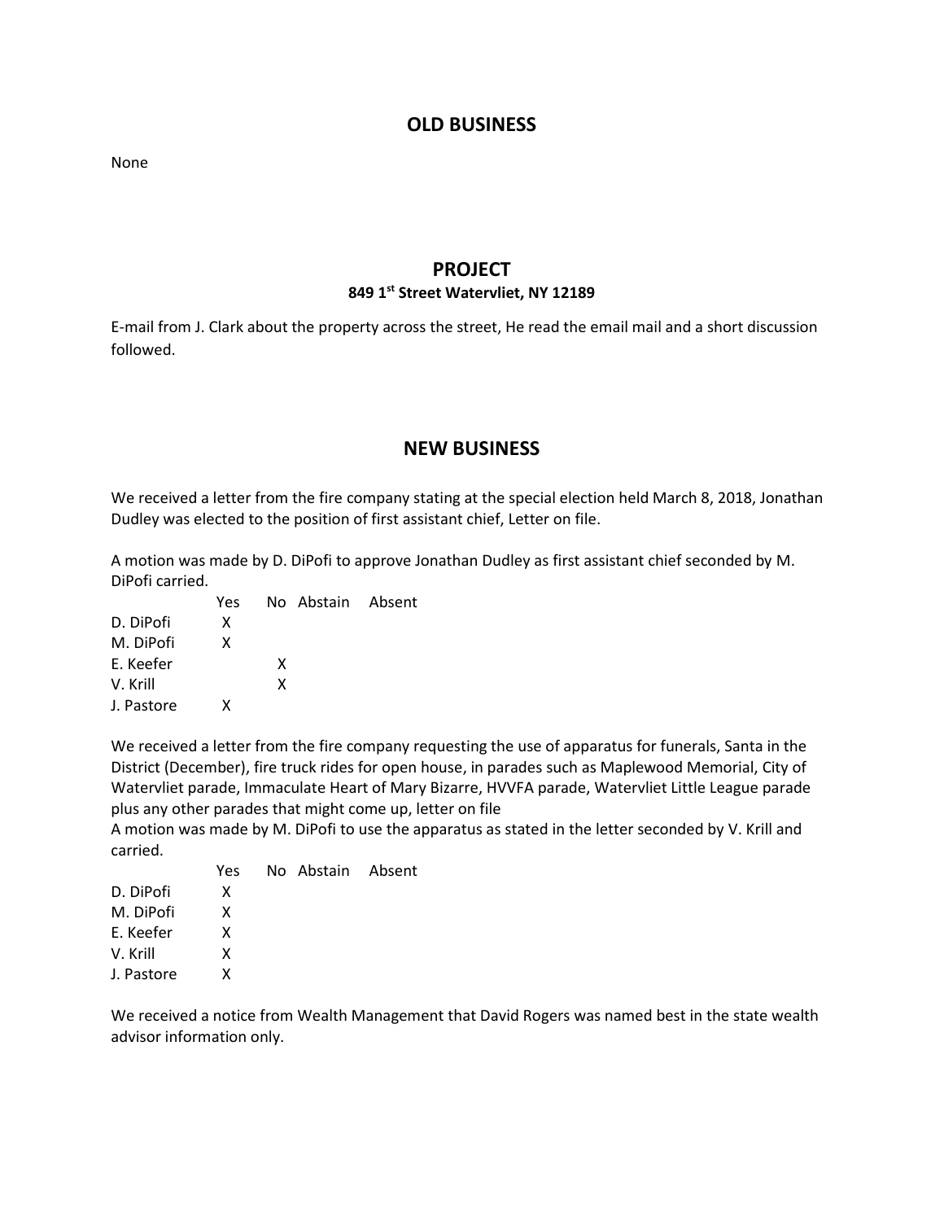## OLD BUSINESS

None

## PROJECT

### 849 1st Street Watervliet, NY 12189

E-mail from J. Clark about the property across the street, He read the email mail and a short discussion followed.

## NEW BUSINESS

We received a letter from the fire company stating at the special election held March 8, 2018, Jonathan Dudley was elected to the position of first assistant chief, Letter on file.

A motion was made by D. DiPofi to approve Jonathan Dudley as first assistant chief seconded by M. DiPofi carried.

| | Yes | No | Abstain | Absent |
|---|---|---|---|---|
| D. DiPofi | X | | | |
| M. DiPofi | X | | | |
| E. Keefer | | X | | |
| V. Krill | | X | | |
| J. Pastore | X | | | |

We received a letter from the fire company requesting the use of apparatus for funerals, Santa in the District (December), fire truck rides for open house, in parades such as Maplewood Memorial, City of Watervliet parade, Immaculate Heart of Mary Bizarre, HVVFA parade, Watervliet Little League parade plus any other parades that might come up, letter on file

A motion was made by M. DiPofi to use the apparatus as stated in the letter seconded by V. Krill and carried.

| | Yes | No | Abstain | Absent |
|---|---|---|---|---|
| D. DiPofi | X | | | |
| M. DiPofi | X | | | |
| E. Keefer | X | | | |
| V. Krill | X | | | |
| J. Pastore | X | | | |

We received a notice from Wealth Management that David Rogers was named best in the state wealth advisor information only.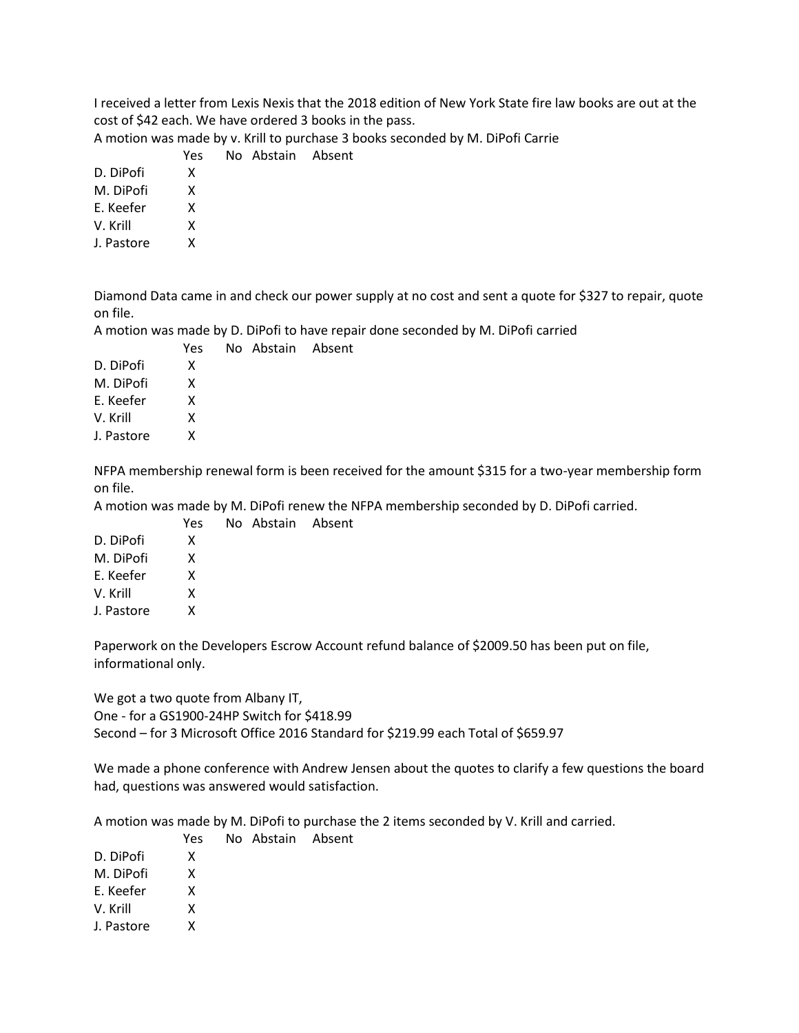I received a letter from Lexis Nexis that the 2018 edition of New York State fire law books are out at the cost of $42 each. We have ordered 3 books in the pass.

A motion was made by v. Krill to purchase 3 books seconded by M. DiPofi Carrie

| | Yes | No | Abstain | Absent |
|---|---|---|---|---|
| D. DiPofi | X | | | |
| M. DiPofi | X | | | |
| E. Keefer | X | | | |
| V. Krill | X | | | |
| J. Pastore | X | | | |

Diamond Data came in and check our power supply at no cost and sent a quote for $327 to repair, quote on file.

A motion was made by D. DiPofi to have repair done seconded by M. DiPofi carried

| | Yes | No | Abstain | Absent |
|---|---|---|---|---|
| D. DiPofi | X | | | |
| M. DiPofi | X | | | |
| E. Keefer | X | | | |
| V. Krill | X | | | |
| J. Pastore | X | | | |

NFPA membership renewal form is been received for the amount $315 for a two-year membership form on file.

A motion was made by M. DiPofi renew the NFPA membership seconded by D. DiPofi carried.

| | Yes | No | Abstain | Absent |
|---|---|---|---|---|
| D. DiPofi | X | | | |
| M. DiPofi | X | | | |
| E. Keefer | X | | | |
| V. Krill | X | | | |
| J. Pastore | X | | | |

Paperwork on the Developers Escrow Account refund balance of $2009.50 has been put on file, informational only.

We got a two quote from Albany IT,
One - for a GS1900-24HP Switch for $418.99
Second – for 3 Microsoft Office 2016 Standard for $219.99 each Total of $659.97

We made a phone conference with Andrew Jensen about the quotes to clarify a few questions the board had, questions was answered would satisfaction.

A motion was made by M. DiPofi to purchase the 2 items seconded by V. Krill and carried.

| | Yes | No | Abstain | Absent |
|---|---|---|---|---|
| D. DiPofi | X | | | |
| M. DiPofi | X | | | |
| E. Keefer | X | | | |
| V. Krill | X | | | |
| J. Pastore | X | | | |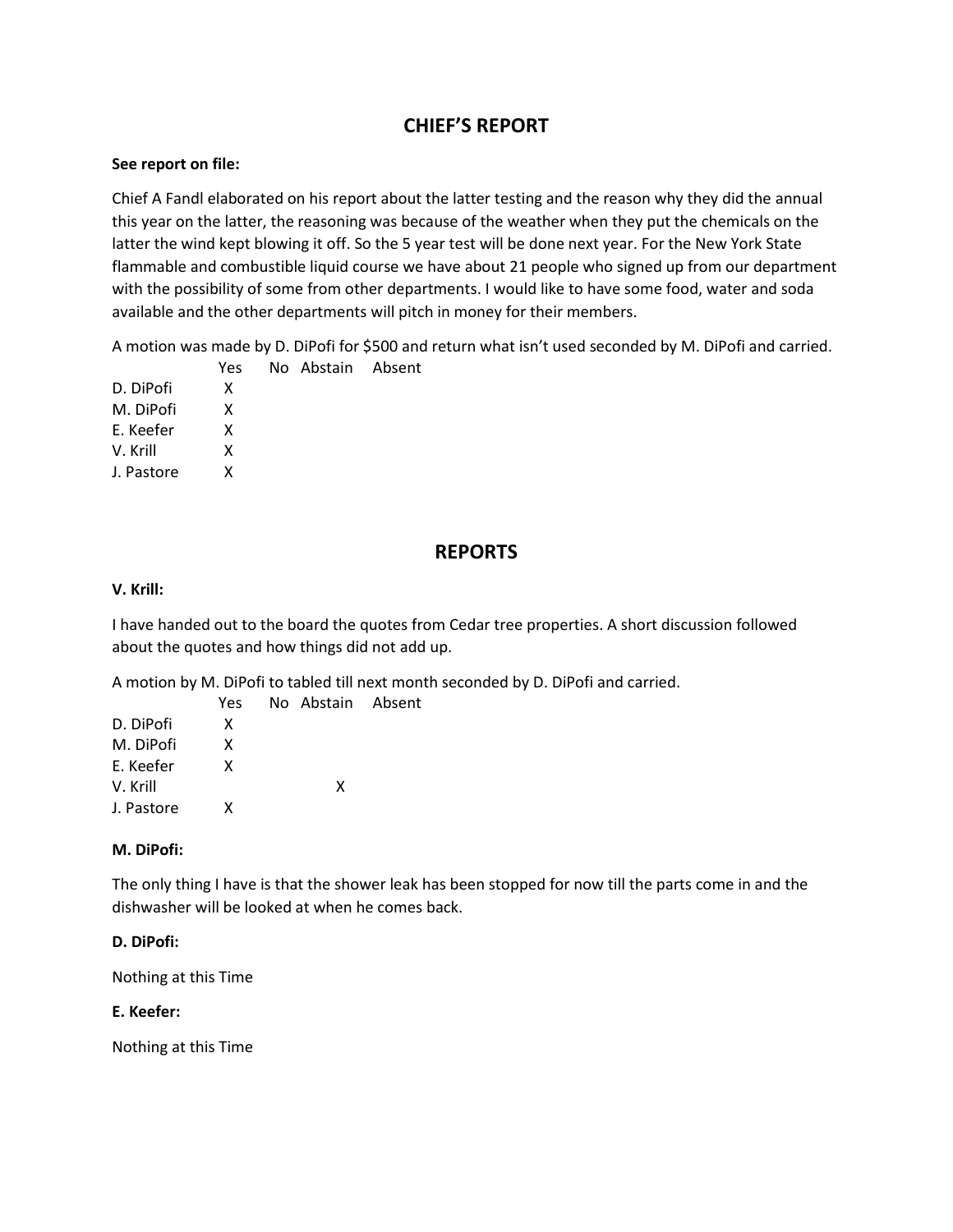## CHIEF'S REPORT

**See report on file:**

Chief A Fandl elaborated on his report about the latter testing and the reason why they did the annual this year on the latter, the reasoning was because of the weather when they put the chemicals on the latter the wind kept blowing it off. So the 5 year test will be done next year. For the New York State flammable and combustible liquid course we have about 21 people who signed up from our department with the possibility of some from other departments. I would like to have some food, water and soda available and the other departments will pitch in money for their members.

A motion was made by D. DiPofi for $500 and return what isn't used seconded by M. DiPofi and carried.

| | Yes | No | Abstain | Absent |
|---|---|---|---|---|
| D. DiPofi | X | | | |
| M. DiPofi | X | | | |
| E. Keefer | X | | | |
| V. Krill | X | | | |
| J. Pastore | X | | | |

## REPORTS

**V. Krill:**

I have handed out to the board the quotes from Cedar tree properties. A short discussion followed about the quotes and how things did not add up.

A motion by M. DiPofi to tabled till next month seconded by D. DiPofi and carried.

| | Yes | No | Abstain | Absent |
|---|---|---|---|---|
| D. DiPofi | X | | | |
| M. DiPofi | X | | | |
| E. Keefer | X | | | |
| V. Krill | | | X | |
| J. Pastore | X | | | |

**M. DiPofi:**

The only thing I have is that the shower leak has been stopped for now till the parts come in and the dishwasher will be looked at when he comes back.

**D. DiPofi:**

Nothing at this Time

**E. Keefer:**

Nothing at this Time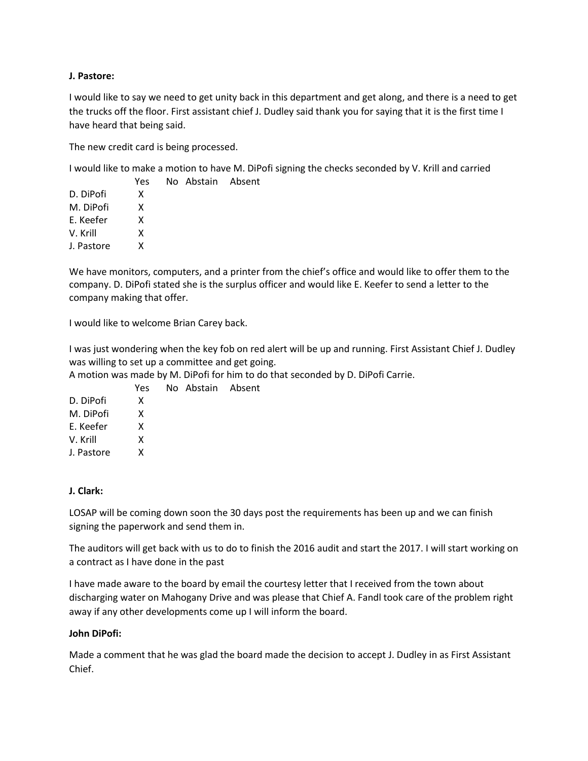**J. Pastore:**

I would like to say we need to get unity back in this department and get along, and there is a need to get the trucks off the floor. First assistant chief J. Dudley said thank you for saying that it is the first time I have heard that being said.

The new credit card is being processed.

I would like to make a motion to have M. DiPofi signing the checks seconded by V. Krill and carried

| | Yes | No | Abstain | Absent |
|---|---|---|---|---|
| D. DiPofi | X | | | |
| M. DiPofi | X | | | |
| E. Keefer | X | | | |
| V. Krill | X | | | |
| J. Pastore | X | | | |

We have monitors, computers, and a printer from the chief's office and would like to offer them to the company. D. DiPofi stated she is the surplus officer and would like E. Keefer to send a letter to the company making that offer.

I would like to welcome Brian Carey back.

I was just wondering when the key fob on red alert will be up and running. First Assistant Chief J. Dudley was willing to set up a committee and get going.
A motion was made by M. DiPofi for him to do that seconded by D. DiPofi Carrie.

| | Yes | No | Abstain | Absent |
|---|---|---|---|---|
| D. DiPofi | X | | | |
| M. DiPofi | X | | | |
| E. Keefer | X | | | |
| V. Krill | X | | | |
| J. Pastore | X | | | |

**J. Clark:**

LOSAP will be coming down soon the 30 days post the requirements has been up and we can finish signing the paperwork and send them in.

The auditors will get back with us to do to finish the 2016 audit and start the 2017. I will start working on a contract as I have done in the past

I have made aware to the board by email the courtesy letter that I received from the town about discharging water on Mahogany Drive and was please that Chief A. Fandl took care of the problem right away if any other developments come up I will inform the board.

**John DiPofi:**

Made a comment that he was glad the board made the decision to accept J. Dudley in as First Assistant Chief.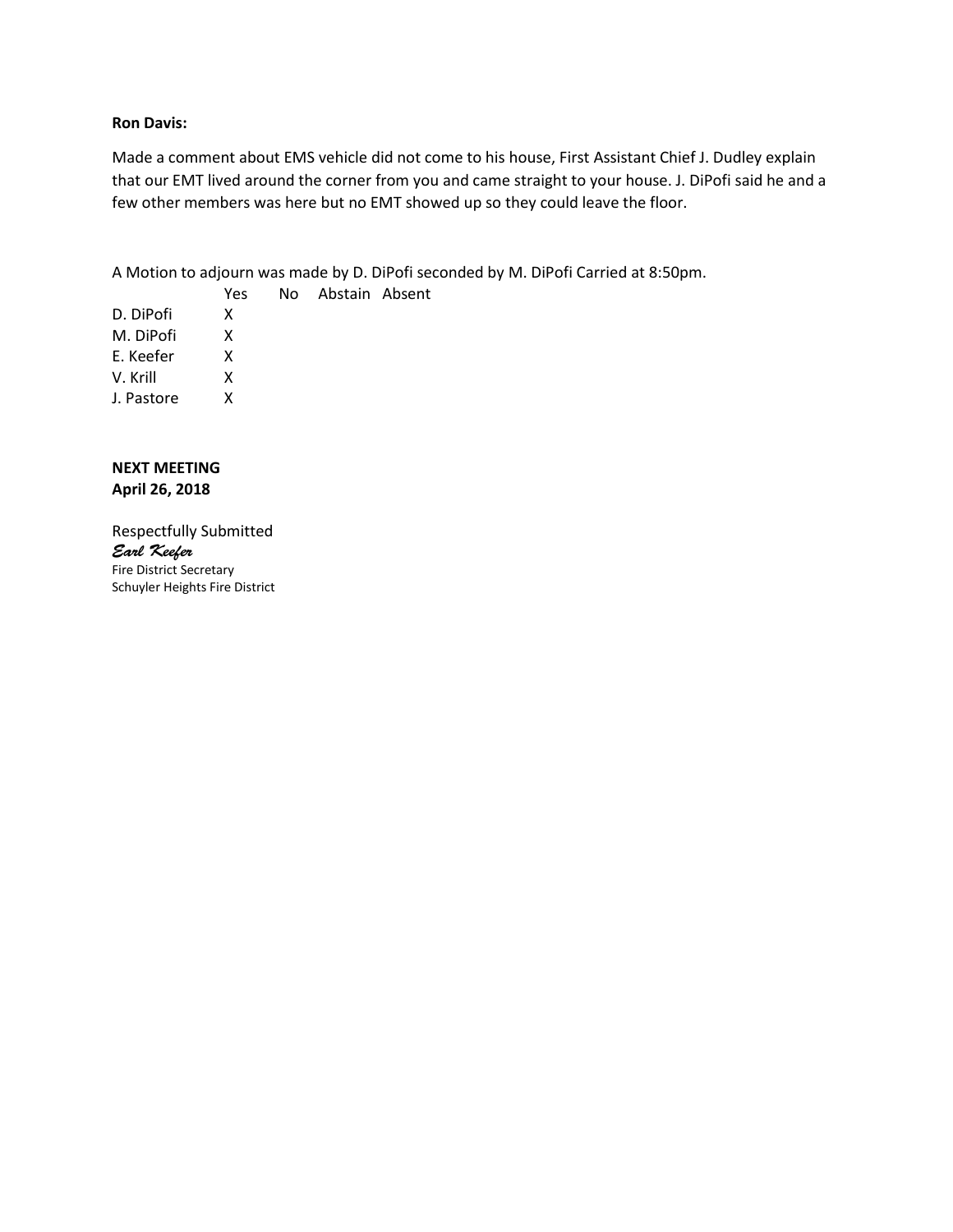**Ron Davis:**

Made a comment about EMS vehicle did not come to his house, First Assistant Chief J. Dudley explain that our EMT lived around the corner from you and came straight to your house. J. DiPofi said he and a few other members was here but no EMT showed up so they could leave the floor.

A Motion to adjourn was made by D. DiPofi seconded by M. DiPofi Carried at 8:50pm.

| | Yes | No | Abstain | Absent |
|---|---|---|---|---|
| D. DiPofi | X | | | |
| M. DiPofi | X | | | |
| E. Keefer | X | | | |
| V. Krill | X | | | |
| J. Pastore | X | | | |

**NEXT MEETING**
**April 26, 2018**

Respectfully Submitted
*Earl Keefer*
Fire District Secretary
Schuyler Heights Fire District